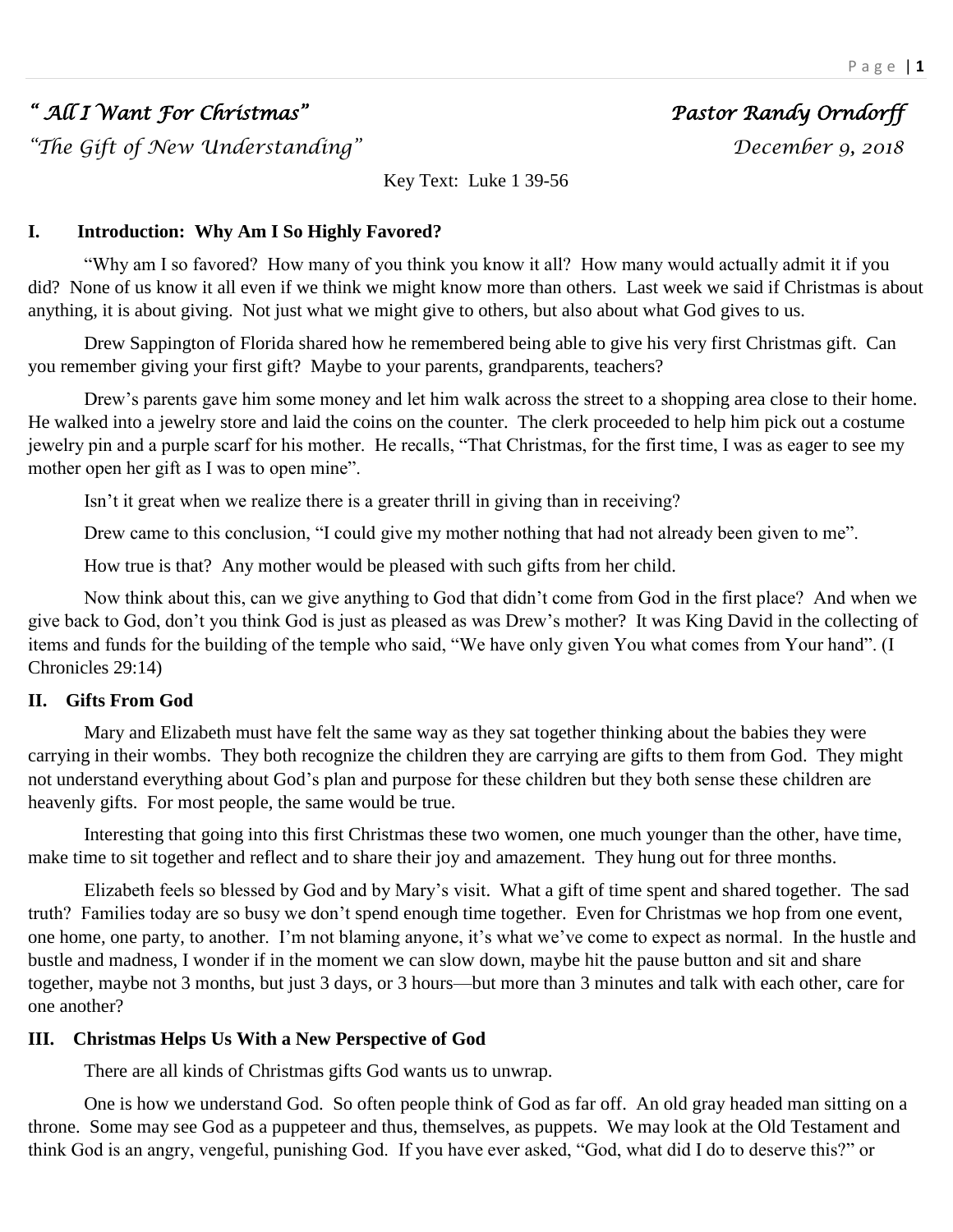*" All I Want For Christmas"* *Pastor Randy Orndorff*

*"The Gift of New Understanding"* *December 9, 2018*

Key Text: Luke 1 39-56

## I. Introduction: Why Am I So Highly Favored?

"Why am I so favored? How many of you think you know it all? How many would actually admit it if you did? None of us know it all even if we think we might know more than others. Last week we said if Christmas is about anything, it is about giving. Not just what we might give to others, but also about what God gives to us.

Drew Sappington of Florida shared how he remembered being able to give his very first Christmas gift. Can you remember giving your first gift? Maybe to your parents, grandparents, teachers?

Drew's parents gave him some money and let him walk across the street to a shopping area close to their home. He walked into a jewelry store and laid the coins on the counter. The clerk proceeded to help him pick out a costume jewelry pin and a purple scarf for his mother. He recalls, "That Christmas, for the first time, I was as eager to see my mother open her gift as I was to open mine".

Isn't it great when we realize there is a greater thrill in giving than in receiving?

Drew came to this conclusion, "I could give my mother nothing that had not already been given to me".

How true is that? Any mother would be pleased with such gifts from her child.

Now think about this, can we give anything to God that didn't come from God in the first place? And when we give back to God, don't you think God is just as pleased as was Drew's mother? It was King David in the collecting of items and funds for the building of the temple who said, "We have only given You what comes from Your hand". (I Chronicles 29:14)

## II. Gifts From God

Mary and Elizabeth must have felt the same way as they sat together thinking about the babies they were carrying in their wombs. They both recognize the children they are carrying are gifts to them from God. They might not understand everything about God's plan and purpose for these children but they both sense these children are heavenly gifts. For most people, the same would be true.

Interesting that going into this first Christmas these two women, one much younger than the other, have time, make time to sit together and reflect and to share their joy and amazement. They hung out for three months.

Elizabeth feels so blessed by God and by Mary's visit. What a gift of time spent and shared together. The sad truth? Families today are so busy we don't spend enough time together. Even for Christmas we hop from one event, one home, one party, to another. I'm not blaming anyone, it's what we've come to expect as normal. In the hustle and bustle and madness, I wonder if in the moment we can slow down, maybe hit the pause button and sit and share together, maybe not 3 months, but just 3 days, or 3 hours—but more than 3 minutes and talk with each other, care for one another?

## III. Christmas Helps Us With a New Perspective of God

There are all kinds of Christmas gifts God wants us to unwrap.

One is how we understand God. So often people think of God as far off. An old gray headed man sitting on a throne. Some may see God as a puppeteer and thus, themselves, as puppets. We may look at the Old Testament and think God is an angry, vengeful, punishing God. If you have ever asked, "God, what did I do to deserve this?" or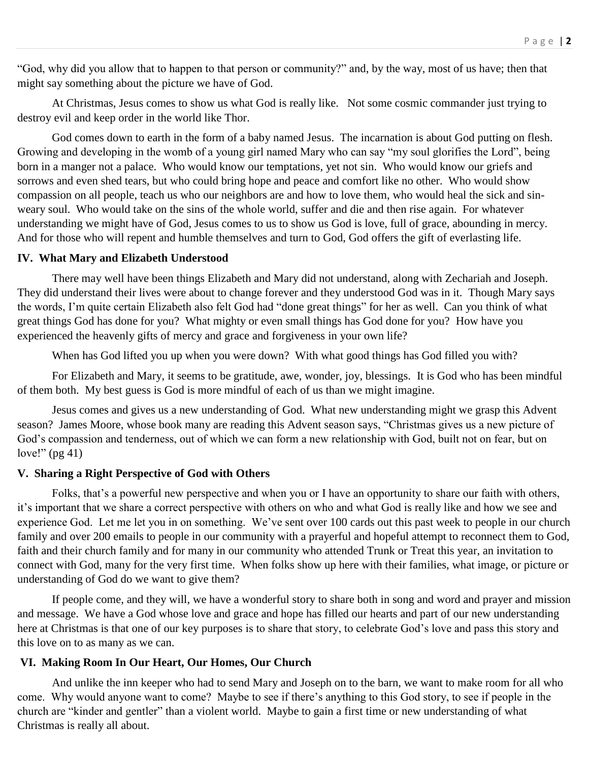"God, why did you allow that to happen to that person or community?" and, by the way, most of us have; then that might say something about the picture we have of God.

At Christmas, Jesus comes to show us what God is really like. Not some cosmic commander just trying to destroy evil and keep order in the world like Thor.

God comes down to earth in the form of a baby named Jesus. The incarnation is about God putting on flesh. Growing and developing in the womb of a young girl named Mary who can say "my soul glorifies the Lord", being born in a manger not a palace. Who would know our temptations, yet not sin. Who would know our griefs and sorrows and even shed tears, but who could bring hope and peace and comfort like no other. Who would show compassion on all people, teach us who our neighbors are and how to love them, who would heal the sick and sin-weary soul. Who would take on the sins of the whole world, suffer and die and then rise again. For whatever understanding we might have of God, Jesus comes to us to show us God is love, full of grace, abounding in mercy. And for those who will repent and humble themselves and turn to God, God offers the gift of everlasting life.

### IV. What Mary and Elizabeth Understood

There may well have been things Elizabeth and Mary did not understand, along with Zechariah and Joseph. They did understand their lives were about to change forever and they understood God was in it. Though Mary says the words, I'm quite certain Elizabeth also felt God had "done great things" for her as well. Can you think of what great things God has done for you? What mighty or even small things has God done for you? How have you experienced the heavenly gifts of mercy and grace and forgiveness in your own life?

When has God lifted you up when you were down? With what good things has God filled you with?

For Elizabeth and Mary, it seems to be gratitude, awe, wonder, joy, blessings. It is God who has been mindful of them both. My best guess is God is more mindful of each of us than we might imagine.

Jesus comes and gives us a new understanding of God. What new understanding might we grasp this Advent season? James Moore, whose book many are reading this Advent season says, "Christmas gives us a new picture of God's compassion and tenderness, out of which we can form a new relationship with God, built not on fear, but on love!" (pg 41)

### V. Sharing a Right Perspective of God with Others

Folks, that's a powerful new perspective and when you or I have an opportunity to share our faith with others, it's important that we share a correct perspective with others on who and what God is really like and how we see and experience God. Let me let you in on something. We've sent over 100 cards out this past week to people in our church family and over 200 emails to people in our community with a prayerful and hopeful attempt to reconnect them to God, faith and their church family and for many in our community who attended Trunk or Treat this year, an invitation to connect with God, many for the very first time. When folks show up here with their families, what image, or picture or understanding of God do we want to give them?

If people come, and they will, we have a wonderful story to share both in song and word and prayer and mission and message. We have a God whose love and grace and hope has filled our hearts and part of our new understanding here at Christmas is that one of our key purposes is to share that story, to celebrate God's love and pass this story and this love on to as many as we can.

### VI. Making Room In Our Heart, Our Homes, Our Church

And unlike the inn keeper who had to send Mary and Joseph on to the barn, we want to make room for all who come. Why would anyone want to come? Maybe to see if there's anything to this God story, to see if people in the church are "kinder and gentler" than a violent world. Maybe to gain a first time or new understanding of what Christmas is really all about.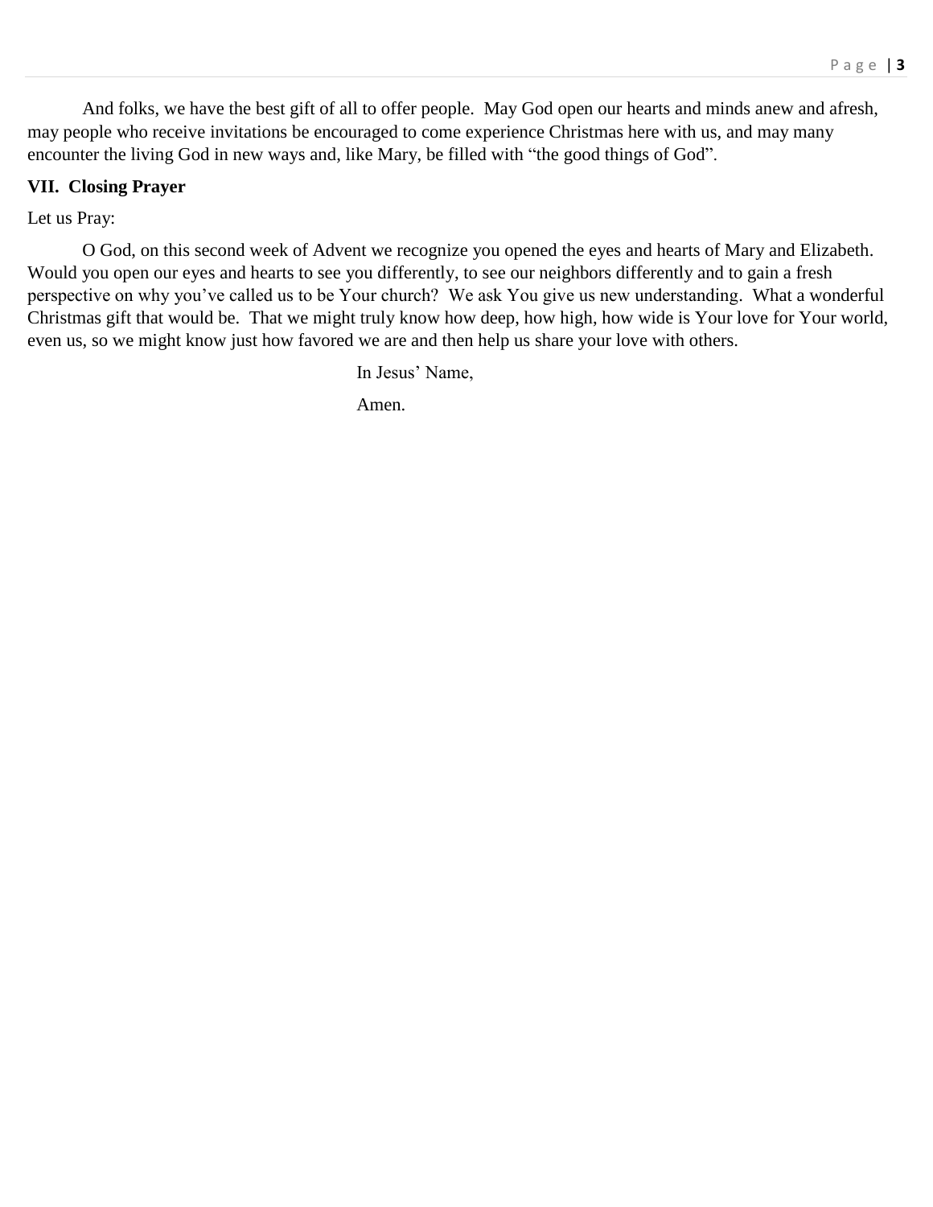And folks, we have the best gift of all to offer people. May God open our hearts and minds anew and afresh, may people who receive invitations be encouraged to come experience Christmas here with us, and may many encounter the living God in new ways and, like Mary, be filled with "the good things of God".

**VII. Closing Prayer**

Let us Pray:

O God, on this second week of Advent we recognize you opened the eyes and hearts of Mary and Elizabeth. Would you open our eyes and hearts to see you differently, to see our neighbors differently and to gain a fresh perspective on why you've called us to be Your church? We ask You give us new understanding. What a wonderful Christmas gift that would be. That we might truly know how deep, how high, how wide is Your love for Your world, even us, so we might know just how favored we are and then help us share your love with others.

In Jesus' Name,

Amen.